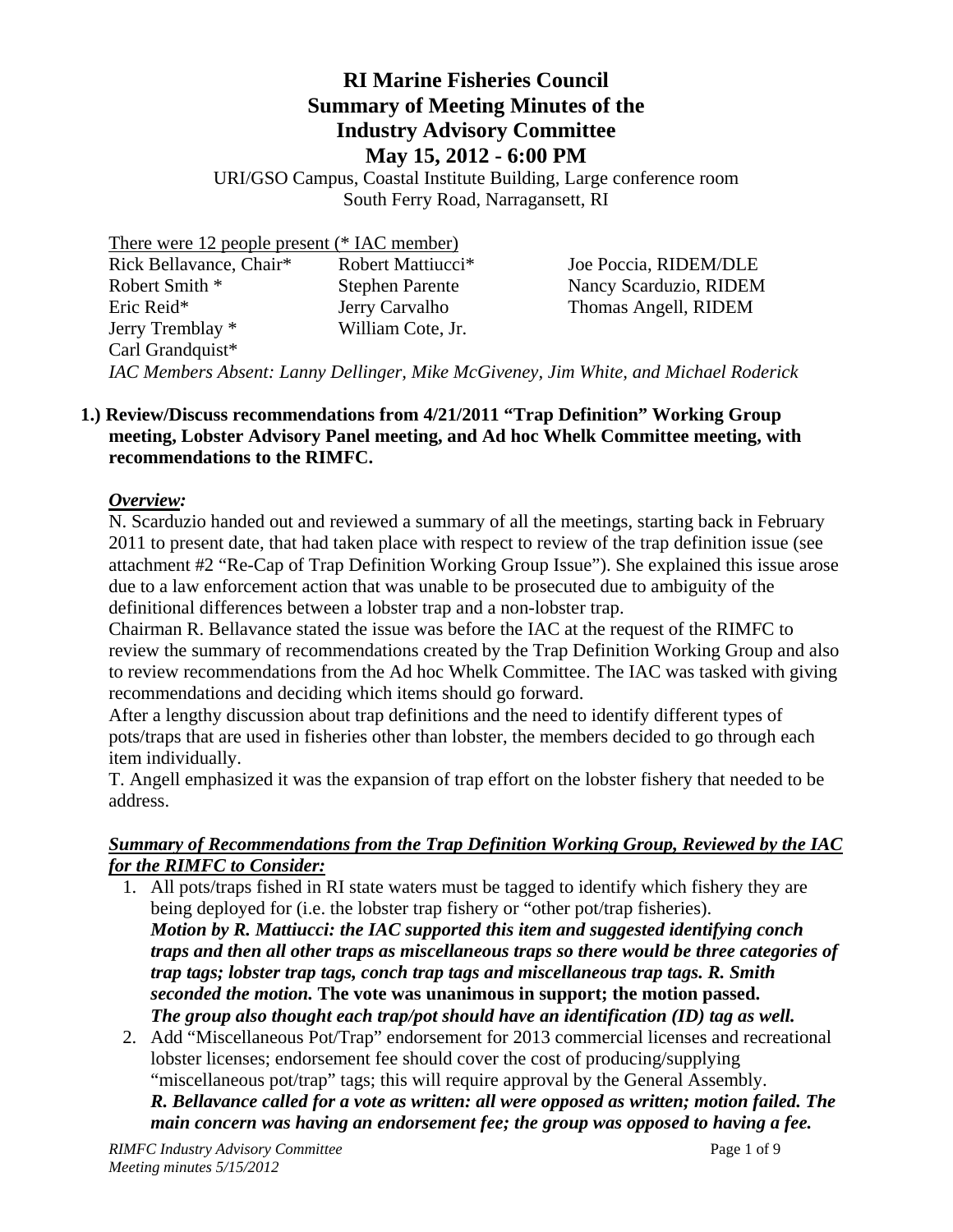# RI Marine Fisheries Council
# Summary of Meeting Minutes of the
# Industry Advisory Committee
# May 15, 2012 - 6:00 PM

URI/GSO Campus, Coastal Institute Building, Large conference room
South Ferry Road, Narragansett, RI

There were 12 people present (* IAC member)

| | | |
|---|---|---|
| Rick Bellavance, Chair* | Robert Mattiucci* | Joe Poccia, RIDEM/DLE |
| Robert Smith * | Stephen Parente | Nancy Scarduzio, RIDEM |
| Eric Reid* | Jerry Carvalho | Thomas Angell, RIDEM |
| Jerry Tremblay * | William Cote, Jr. | |
| Carl Grandquist* | | |

*IAC Members Absent: Lanny Dellinger, Mike McGiveney, Jim White, and Michael Roderick*

**1.) Review/Discuss recommendations from 4/21/2011 "Trap Definition" Working Group meeting, Lobster Advisory Panel meeting, and Ad hoc Whelk Committee meeting, with recommendations to the RIMFC.**

***Overview:***

N. Scarduzio handed out and reviewed a summary of all the meetings, starting back in February 2011 to present date, that had taken place with respect to review of the trap definition issue (see attachment #2 "Re-Cap of Trap Definition Working Group Issue"). She explained this issue arose due to a law enforcement action that was unable to be prosecuted due to ambiguity of the definitional differences between a lobster trap and a non-lobster trap.

Chairman R. Bellavance stated the issue was before the IAC at the request of the RIMFC to review the summary of recommendations created by the Trap Definition Working Group and also to review recommendations from the Ad hoc Whelk Committee. The IAC was tasked with giving recommendations and deciding which items should go forward.

After a lengthy discussion about trap definitions and the need to identify different types of pots/traps that are used in fisheries other than lobster, the members decided to go through each item individually.

T. Angell emphasized it was the expansion of trap effort on the lobster fishery that needed to be address.

***Summary of Recommendations from the Trap Definition Working Group, Reviewed by the IAC for the RIMFC to Consider:***

1. All pots/traps fished in RI state waters must be tagged to identify which fishery they are being deployed for (i.e. the lobster trap fishery or "other pot/trap fisheries).
   ***Motion by R. Mattiucci: the IAC supported this item and suggested identifying conch traps and then all other traps as miscellaneous traps so there would be three categories of trap tags; lobster trap tags, conch trap tags and miscellaneous trap tags. R. Smith seconded the motion.*** **The vote was unanimous in support; the motion passed.**
   ***The group also thought each trap/pot should have an identification (ID) tag as well.***
2. Add "Miscellaneous Pot/Trap" endorsement for 2013 commercial licenses and recreational lobster licenses; endorsement fee should cover the cost of producing/supplying "miscellaneous pot/trap" tags; this will require approval by the General Assembly.
   ***R. Bellavance called for a vote as written: all were opposed as written; motion failed. The main concern was having an endorsement fee; the group was opposed to having a fee.***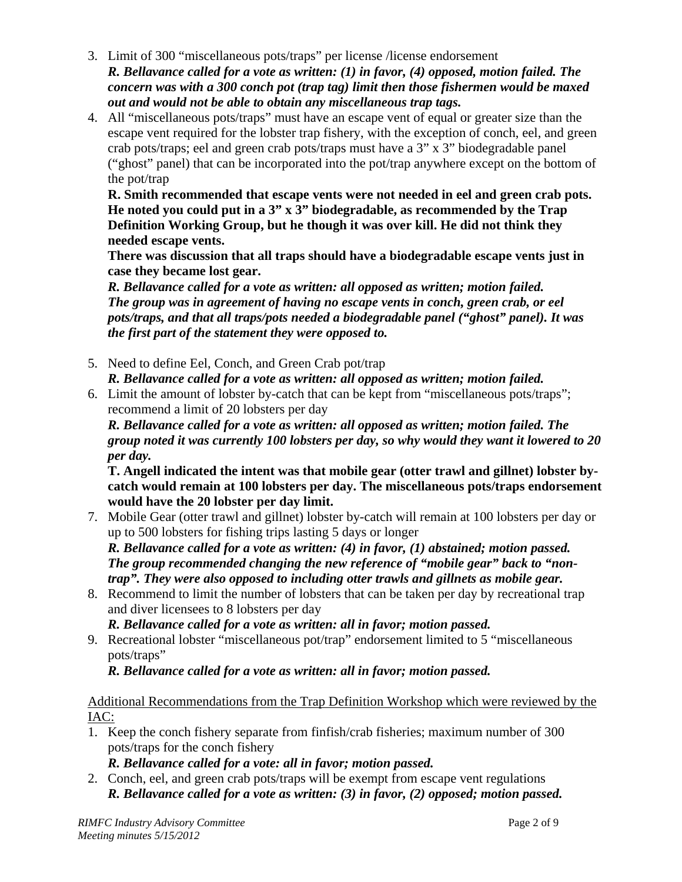3. Limit of 300 "miscellaneous pots/traps" per license /license endorsement
   ***R. Bellavance called for a vote as written: (1) in favor, (4) opposed, motion failed. The concern was with a 300 conch pot (trap tag) limit then those fishermen would be maxed out and would not be able to obtain any miscellaneous trap tags.***
4. All "miscellaneous pots/traps" must have an escape vent of equal or greater size than the escape vent required for the lobster trap fishery, with the exception of conch, eel, and green crab pots/traps; eel and green crab pots/traps must have a 3" x 3" biodegradable panel ("ghost" panel) that can be incorporated into the pot/trap anywhere except on the bottom of the pot/trap
   **R. Smith recommended that escape vents were not needed in eel and green crab pots. He noted you could put in a 3" x 3" biodegradable, as recommended by the Trap Definition Working Group, but he though it was over kill. He did not think they needed escape vents.**
   **There was discussion that all traps should have a biodegradable escape vents just in case they became lost gear.**
   ***R. Bellavance called for a vote as written: all opposed as written; motion failed. The group was in agreement of having no escape vents in conch, green crab, or eel pots/traps, and that all traps/pots needed a biodegradable panel ("ghost" panel). It was the first part of the statement they were opposed to.***
5. Need to define Eel, Conch, and Green Crab pot/trap
   ***R. Bellavance called for a vote as written: all opposed as written; motion failed.***
6. Limit the amount of lobster by-catch that can be kept from "miscellaneous pots/traps"; recommend a limit of 20 lobsters per day
   ***R. Bellavance called for a vote as written: all opposed as written; motion failed. The group noted it was currently 100 lobsters per day, so why would they want it lowered to 20 per day.***
   **T. Angell indicated the intent was that mobile gear (otter trawl and gillnet) lobster by-catch would remain at 100 lobsters per day. The miscellaneous pots/traps endorsement would have the 20 lobster per day limit.**
7. Mobile Gear (otter trawl and gillnet) lobster by-catch will remain at 100 lobsters per day or up to 500 lobsters for fishing trips lasting 5 days or longer
   ***R. Bellavance called for a vote as written: (4) in favor, (1) abstained; motion passed. The group recommended changing the new reference of "mobile gear" back to "non-trap". They were also opposed to including otter trawls and gillnets as mobile gear.***
8. Recommend to limit the number of lobsters that can be taken per day by recreational trap and diver licensees to 8 lobsters per day
   ***R. Bellavance called for a vote as written: all in favor; motion passed.***
9. Recreational lobster "miscellaneous pot/trap" endorsement limited to 5 "miscellaneous pots/traps"
   ***R. Bellavance called for a vote as written: all in favor; motion passed.***

<u>Additional Recommendations from the Trap Definition Workshop which were reviewed by the IAC:</u>

1. Keep the conch fishery separate from finfish/crab fisheries; maximum number of 300 pots/traps for the conch fishery
   ***R. Bellavance called for a vote: all in favor; motion passed.***
2. Conch, eel, and green crab pots/traps will be exempt from escape vent regulations
   ***R. Bellavance called for a vote as written: (3) in favor, (2) opposed; motion passed.***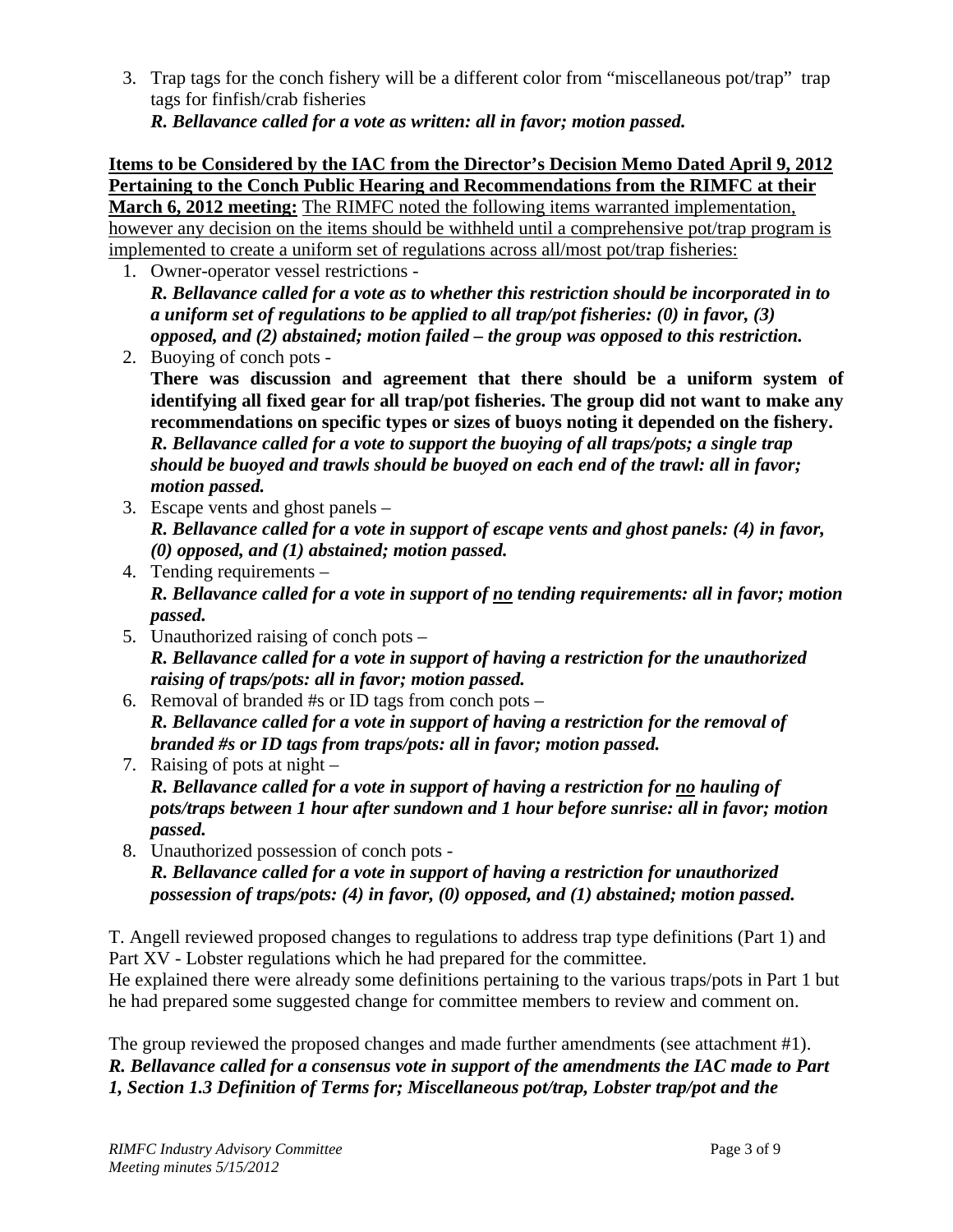3. Trap tags for the conch fishery will be a different color from "miscellaneous pot/trap" trap tags for finfish/crab fisheries
   ***R. Bellavance called for a vote as written: all in favor; motion passed.***

**Items to be Considered by the IAC from the Director's Decision Memo Dated April 9, 2012 Pertaining to the Conch Public Hearing and Recommendations from the RIMFC at their March 6, 2012 meeting:** The RIMFC noted the following items warranted implementation, however any decision on the items should be withheld until a comprehensive pot/trap program is implemented to create a uniform set of regulations across all/most pot/trap fisheries:

1. Owner-operator vessel restrictions -
   ***R. Bellavance called for a vote as to whether this restriction should be incorporated in to a uniform set of regulations to be applied to all trap/pot fisheries: (0) in favor, (3) opposed, and (2) abstained; motion failed – the group was opposed to this restriction.***
2. Buoying of conch pots -
   **There was discussion and agreement that there should be a uniform system of identifying all fixed gear for all trap/pot fisheries. The group did not want to make any recommendations on specific types or sizes of buoys noting it depended on the fishery.**
   ***R. Bellavance called for a vote to support the buoying of all traps/pots; a single trap should be buoyed and trawls should be buoyed on each end of the trawl: all in favor; motion passed.***
3. Escape vents and ghost panels –
   ***R. Bellavance called for a vote in support of escape vents and ghost panels: (4) in favor, (0) opposed, and (1) abstained; motion passed.***
4. Tending requirements –
   ***R. Bellavance called for a vote in support of <u>no</u> tending requirements: all in favor; motion passed.***
5. Unauthorized raising of conch pots –
   ***R. Bellavance called for a vote in support of having a restriction for the unauthorized raising of traps/pots: all in favor; motion passed.***
6. Removal of branded #s or ID tags from conch pots –
   ***R. Bellavance called for a vote in support of having a restriction for the removal of branded #s or ID tags from traps/pots: all in favor; motion passed.***
7. Raising of pots at night –
   ***R. Bellavance called for a vote in support of having a restriction for <u>no</u> hauling of pots/traps between 1 hour after sundown and 1 hour before sunrise: all in favor; motion passed.***
8. Unauthorized possession of conch pots -
   ***R. Bellavance called for a vote in support of having a restriction for unauthorized possession of traps/pots: (4) in favor, (0) opposed, and (1) abstained; motion passed.***

T. Angell reviewed proposed changes to regulations to address trap type definitions (Part 1) and Part XV - Lobster regulations which he had prepared for the committee.
He explained there were already some definitions pertaining to the various traps/pots in Part 1 but he had prepared some suggested change for committee members to review and comment on.

The group reviewed the proposed changes and made further amendments (see attachment #1).
***R. Bellavance called for a consensus vote in support of the amendments the IAC made to Part 1, Section 1.3 Definition of Terms for; Miscellaneous pot/trap, Lobster trap/pot and the***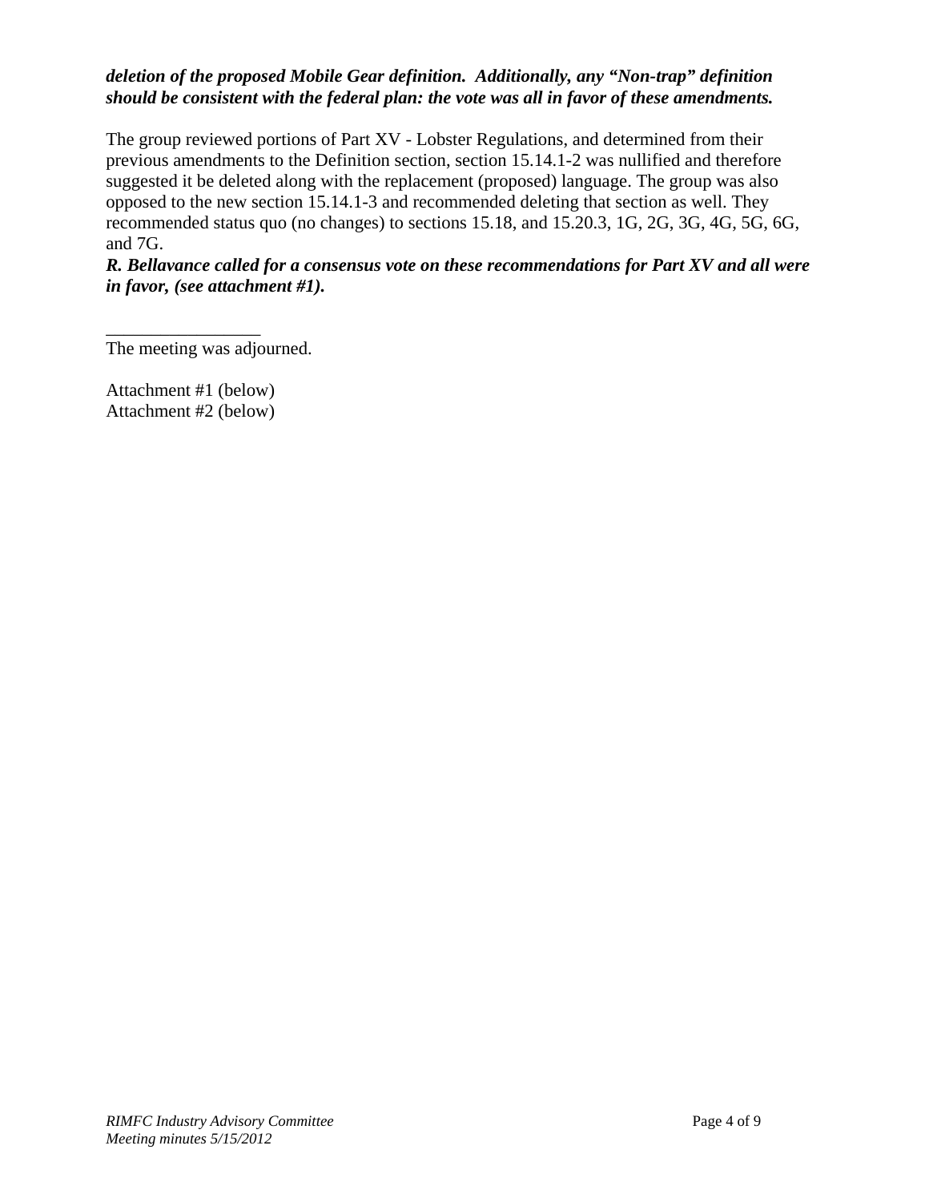***deletion of the proposed Mobile Gear definition. Additionally, any "Non-trap" definition should be consistent with the federal plan: the vote was all in favor of these amendments.***

The group reviewed portions of Part XV - Lobster Regulations, and determined from their previous amendments to the Definition section, section 15.14.1-2 was nullified and therefore suggested it be deleted along with the replacement (proposed) language. The group was also opposed to the new section 15.14.1-3 and recommended deleting that section as well. They recommended status quo (no changes) to sections 15.18, and 15.20.3, 1G, 2G, 3G, 4G, 5G, 6G, and 7G.

***R. Bellavance called for a consensus vote on these recommendations for Part XV and all were in favor, (see attachment #1).***

_________________

The meeting was adjourned.

Attachment #1 (below)
Attachment #2 (below)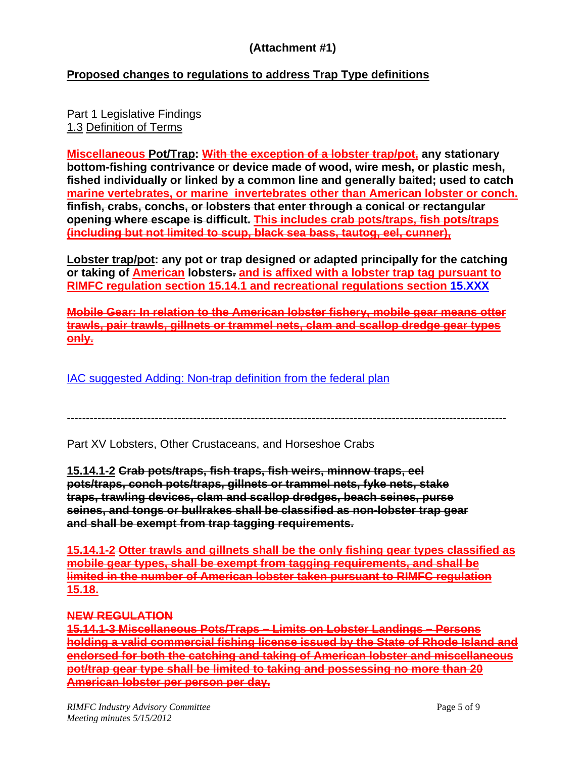**(Attachment #1)**

**Proposed changes to regulations to address Trap Type definitions**

Part 1 Legislative Findings
1.3 Definition of Terms

**Miscellaneous Pot/Trap: ~~With the exception of a lobster trap/pot,~~ any stationary bottom-fishing contrivance or device ~~made of wood, wire mesh, or plastic mesh,~~ fished individually or linked by a common line and generally baited; used to catch marine vertebrates, or marine invertebrates other than American lobster or conch. ~~finfish, crabs, conchs, or lobsters that enter through a conical or rectangular opening where escape is difficult.~~ ~~This includes crab pots/traps, fish pots/traps (including but not limited to scup, black sea bass, tautog, eel, cunner),~~**

**Lobster trap/pot: any pot or trap designed or adapted principally for the catching or taking of American lobsters~~.~~ and is affixed with a lobster trap tag pursuant to RIMFC regulation section 15.14.1 and recreational regulations section 15.XXX**

**~~Mobile Gear: In relation to the American lobster fishery, mobile gear means otter trawls, pair trawls, gillnets or trammel nets, clam and scallop dredge gear types only.~~**

IAC suggested Adding: Non-trap definition from the federal plan

---

Part XV Lobsters, Other Crustaceans, and Horseshoe Crabs

**15.14.1-2 ~~Crab pots/traps, fish traps, fish weirs, minnow traps, eel pots/traps, conch pots/traps, gillnets or trammel nets, fyke nets, stake traps, trawling devices, clam and scallop dredges, beach seines, purse seines, and tongs or bullrakes shall be classified as non-lobster trap gear and shall be exempt from trap tagging requirements.~~**

**~~15.14.1-2 Otter trawls and gillnets shall be the only fishing gear types classified as mobile gear types, shall be exempt from tagging requirements, and shall be limited in the number of American lobster taken pursuant to RIMFC regulation 15.18.~~**

**~~NEW REGULATION~~**
**~~15.14.1-3 Miscellaneous Pots/Traps – Limits on Lobster Landings – Persons holding a valid commercial fishing license issued by the State of Rhode Island and endorsed for both the catching and taking of American lobster and miscellaneous pot/trap gear type shall be limited to taking and possessing no more than 20 American lobster per person per day.~~**

*RIMFC Industry Advisory Committee*
*Meeting minutes 5/15/2012*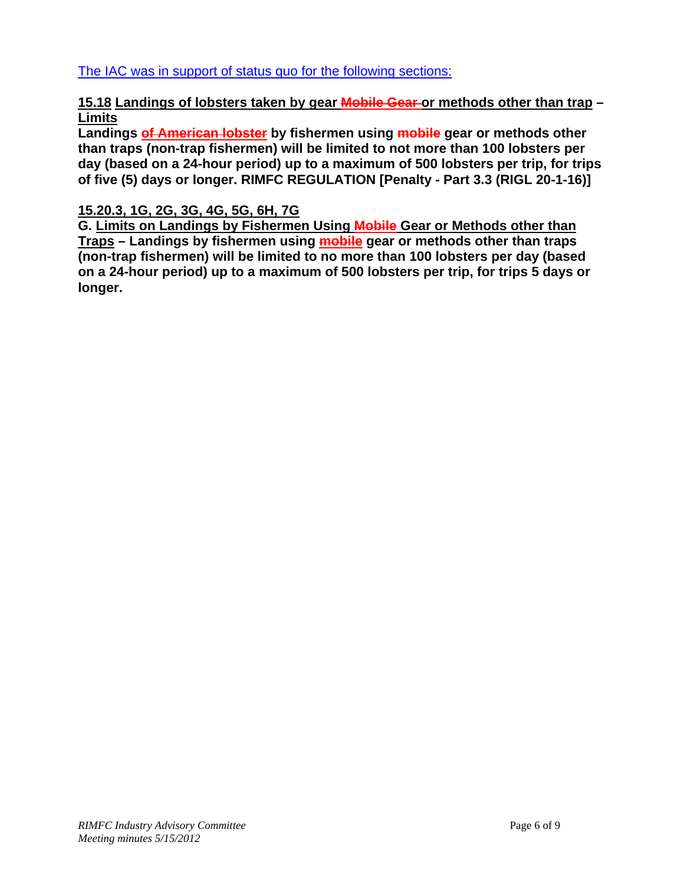The IAC was in support of status quo for the following sections:

**15.18 Landings of lobsters taken by gear ~~Mobile Gear~~ or methods other than trap – Limits**

**Landings ~~of American lobster~~ by fishermen using ~~mobile~~ gear or methods other than traps (non-trap fishermen) will be limited to not more than 100 lobsters per day (based on a 24-hour period) up to a maximum of 500 lobsters per trip, for trips of five (5) days or longer. RIMFC REGULATION [Penalty - Part 3.3 (RIGL 20-1-16)]**

**15.20.3, 1G, 2G, 3G, 4G, 5G, 6H, 7G**

**G. Limits on Landings by Fishermen Using ~~Mobile~~ Gear or Methods other than Traps – Landings by fishermen using ~~mobile~~ gear or methods other than traps (non-trap fishermen) will be limited to no more than 100 lobsters per day (based on a 24-hour period) up to a maximum of 500 lobsters per trip, for trips 5 days or longer.**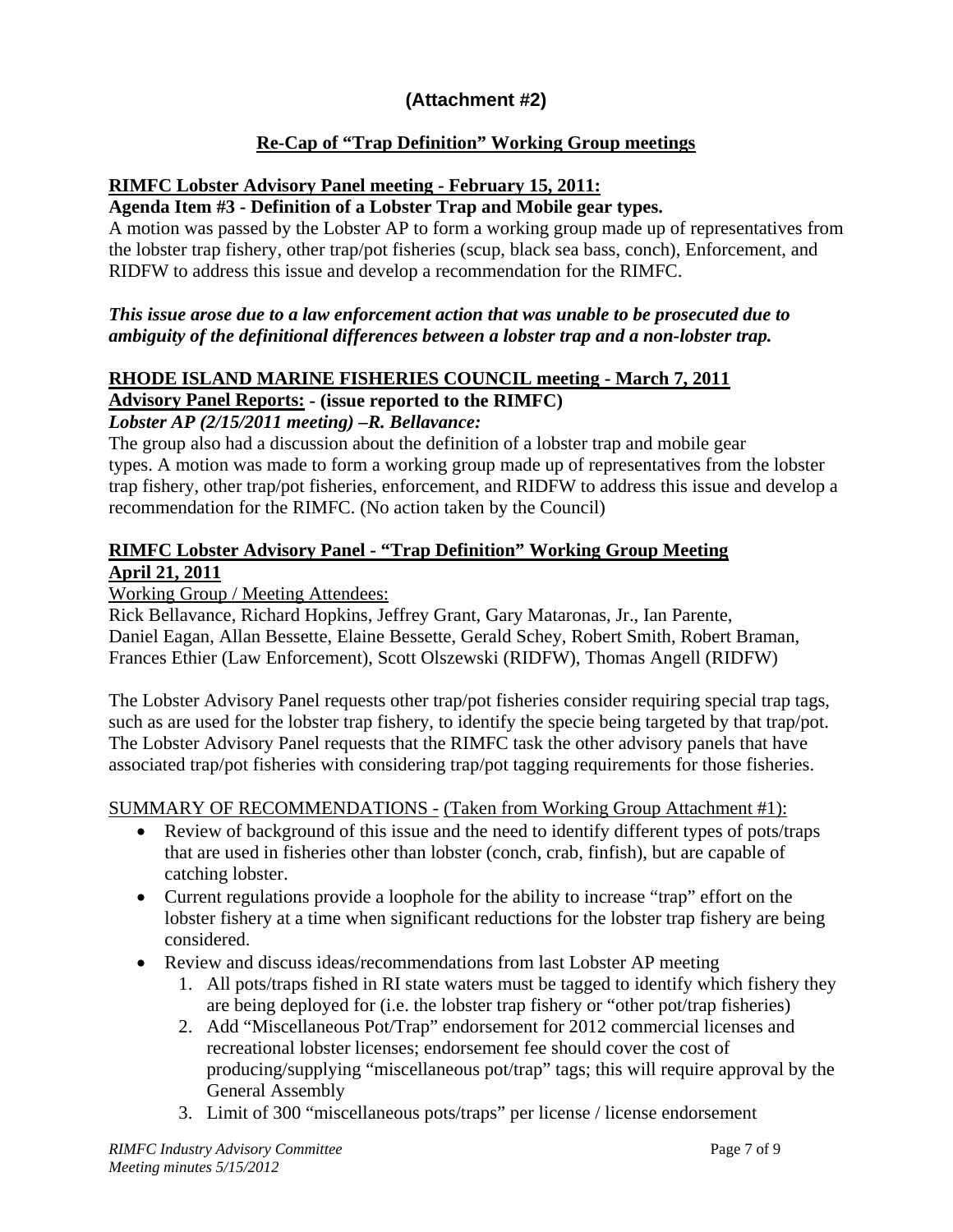## (Attachment #2)

### Re-Cap of "Trap Definition" Working Group meetings

**RIMFC Lobster Advisory Panel meeting - February 15, 2011:**
**Agenda Item #3 - Definition of a Lobster Trap and Mobile gear types.**
A motion was passed by the Lobster AP to form a working group made up of representatives from the lobster trap fishery, other trap/pot fisheries (scup, black sea bass, conch), Enforcement, and RIDFW to address this issue and develop a recommendation for the RIMFC.

***This issue arose due to a law enforcement action that was unable to be prosecuted due to ambiguity of the definitional differences between a lobster trap and a non-lobster trap.***

**RHODE ISLAND MARINE FISHERIES COUNCIL meeting - March 7, 2011**
**Advisory Panel Reports: - (issue reported to the RIMFC)**
***Lobster AP (2/15/2011 meeting) –R. Bellavance:***
The group also had a discussion about the definition of a lobster trap and mobile gear types. A motion was made to form a working group made up of representatives from the lobster trap fishery, other trap/pot fisheries, enforcement, and RIDFW to address this issue and develop a recommendation for the RIMFC. (No action taken by the Council)

**RIMFC Lobster Advisory Panel - "Trap Definition" Working Group Meeting April 21, 2011**

Working Group / Meeting Attendees:
Rick Bellavance, Richard Hopkins, Jeffrey Grant, Gary Mataronas, Jr., Ian Parente, Daniel Eagan, Allan Bessette, Elaine Bessette, Gerald Schey, Robert Smith, Robert Braman, Frances Ethier (Law Enforcement), Scott Olszewski (RIDFW), Thomas Angell (RIDFW)

The Lobster Advisory Panel requests other trap/pot fisheries consider requiring special trap tags, such as are used for the lobster trap fishery, to identify the specie being targeted by that trap/pot. The Lobster Advisory Panel requests that the RIMFC task the other advisory panels that have associated trap/pot fisheries with considering trap/pot tagging requirements for those fisheries.

SUMMARY OF RECOMMENDATIONS - (Taken from Working Group Attachment #1):

- Review of background of this issue and the need to identify different types of pots/traps that are used in fisheries other than lobster (conch, crab, finfish), but are capable of catching lobster.
- Current regulations provide a loophole for the ability to increase "trap" effort on the lobster fishery at a time when significant reductions for the lobster trap fishery are being considered.
- Review and discuss ideas/recommendations from last Lobster AP meeting
  1. All pots/traps fished in RI state waters must be tagged to identify which fishery they are being deployed for (i.e. the lobster trap fishery or "other pot/trap fisheries)
  2. Add "Miscellaneous Pot/Trap" endorsement for 2012 commercial licenses and recreational lobster licenses; endorsement fee should cover the cost of producing/supplying "miscellaneous pot/trap" tags; this will require approval by the General Assembly
  3. Limit of 300 "miscellaneous pots/traps" per license / license endorsement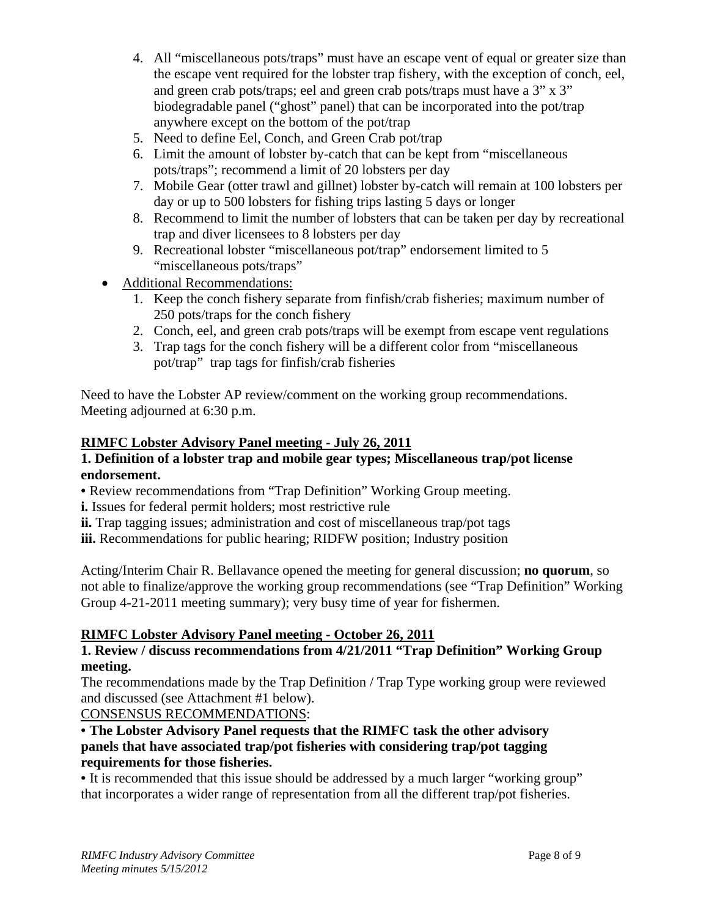4. All "miscellaneous pots/traps" must have an escape vent of equal or greater size than the escape vent required for the lobster trap fishery, with the exception of conch, eel, and green crab pots/traps; eel and green crab pots/traps must have a 3" x 3" biodegradable panel ("ghost" panel) that can be incorporated into the pot/trap anywhere except on the bottom of the pot/trap
5. Need to define Eel, Conch, and Green Crab pot/trap
6. Limit the amount of lobster by-catch that can be kept from "miscellaneous pots/traps"; recommend a limit of 20 lobsters per day
7. Mobile Gear (otter trawl and gillnet) lobster by-catch will remain at 100 lobsters per day or up to 500 lobsters for fishing trips lasting 5 days or longer
8. Recommend to limit the number of lobsters that can be taken per day by recreational trap and diver licensees to 8 lobsters per day
9. Recreational lobster "miscellaneous pot/trap" endorsement limited to 5 "miscellaneous pots/traps"

- Additional Recommendations:
  1. Keep the conch fishery separate from finfish/crab fisheries; maximum number of 250 pots/traps for the conch fishery
  2. Conch, eel, and green crab pots/traps will be exempt from escape vent regulations
  3. Trap tags for the conch fishery will be a different color from "miscellaneous pot/trap" trap tags for finfish/crab fisheries

Need to have the Lobster AP review/comment on the working group recommendations.
Meeting adjourned at 6:30 p.m.

**RIMFC Lobster Advisory Panel meeting - July 26, 2011**

**1. Definition of a lobster trap and mobile gear types; Miscellaneous trap/pot license endorsement.**

• Review recommendations from "Trap Definition" Working Group meeting.

**i.** Issues for federal permit holders; most restrictive rule

**ii.** Trap tagging issues; administration and cost of miscellaneous trap/pot tags

**iii.** Recommendations for public hearing; RIDFW position; Industry position

Acting/Interim Chair R. Bellavance opened the meeting for general discussion; **no quorum**, so not able to finalize/approve the working group recommendations (see "Trap Definition" Working Group 4-21-2011 meeting summary); very busy time of year for fishermen.

**RIMFC Lobster Advisory Panel meeting - October 26, 2011**

**1. Review / discuss recommendations from 4/21/2011 "Trap Definition" Working Group meeting.**

The recommendations made by the Trap Definition / Trap Type working group were reviewed and discussed (see Attachment #1 below).

CONSENSUS RECOMMENDATIONS:

• **The Lobster Advisory Panel requests that the RIMFC task the other advisory panels that have associated trap/pot fisheries with considering trap/pot tagging requirements for those fisheries.**

• It is recommended that this issue should be addressed by a much larger "working group" that incorporates a wider range of representation from all the different trap/pot fisheries.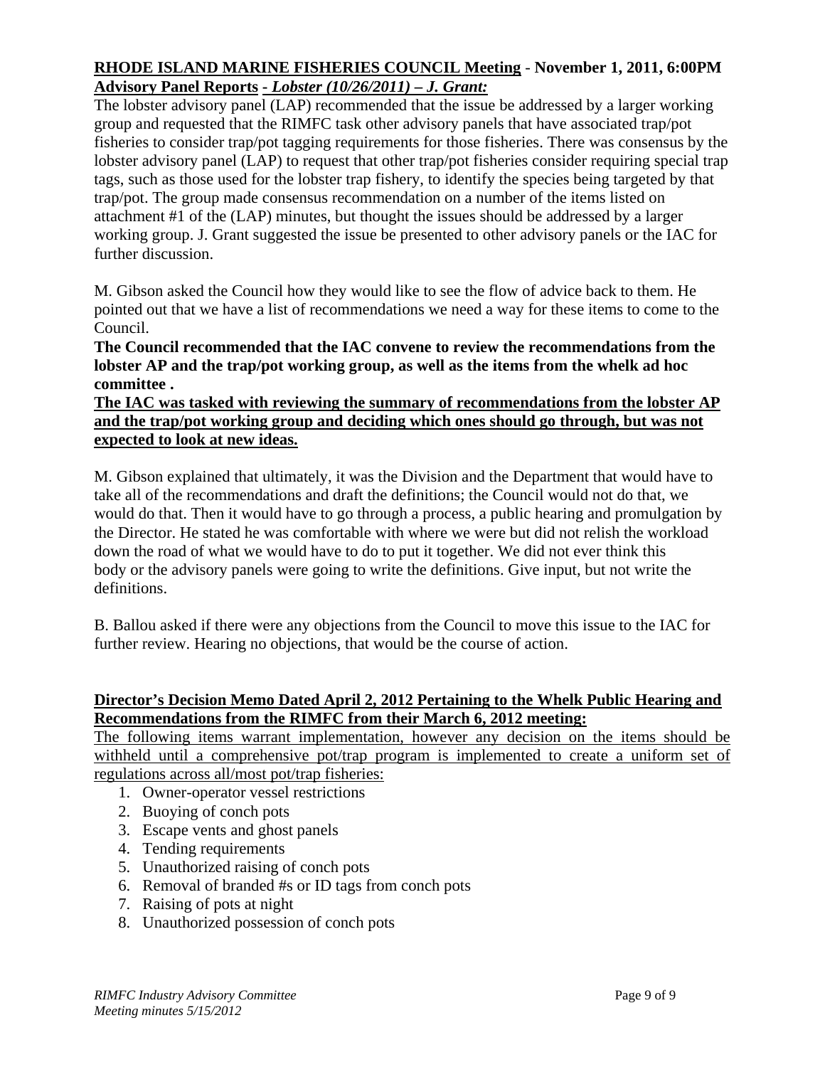**RHODE ISLAND MARINE FISHERIES COUNCIL Meeting - November 1, 2011, 6:00PM**
**Advisory Panel Reports - *Lobster (10/26/2011) – J. Grant:***

The lobster advisory panel (LAP) recommended that the issue be addressed by a larger working group and requested that the RIMFC task other advisory panels that have associated trap/pot fisheries to consider trap/pot tagging requirements for those fisheries. There was consensus by the lobster advisory panel (LAP) to request that other trap/pot fisheries consider requiring special trap tags, such as those used for the lobster trap fishery, to identify the species being targeted by that trap/pot. The group made consensus recommendation on a number of the items listed on attachment #1 of the (LAP) minutes, but thought the issues should be addressed by a larger working group. J. Grant suggested the issue be presented to other advisory panels or the IAC for further discussion.

M. Gibson asked the Council how they would like to see the flow of advice back to them. He pointed out that we have a list of recommendations we need a way for these items to come to the Council.

**The Council recommended that the IAC convene to review the recommendations from the lobster AP and the trap/pot working group, as well as the items from the whelk ad hoc committee .**

**The IAC was tasked with reviewing the summary of recommendations from the lobster AP and the trap/pot working group and deciding which ones should go through, but was not expected to look at new ideas.**

M. Gibson explained that ultimately, it was the Division and the Department that would have to take all of the recommendations and draft the definitions; the Council would not do that, we would do that. Then it would have to go through a process, a public hearing and promulgation by the Director. He stated he was comfortable with where we were but did not relish the workload down the road of what we would have to do to put it together. We did not ever think this body or the advisory panels were going to write the definitions. Give input, but not write the definitions.

B. Ballou asked if there were any objections from the Council to move this issue to the IAC for further review. Hearing no objections, that would be the course of action.

**Director's Decision Memo Dated April 2, 2012 Pertaining to the Whelk Public Hearing and Recommendations from the RIMFC from their March 6, 2012 meeting:**

The following items warrant implementation, however any decision on the items should be withheld until a comprehensive pot/trap program is implemented to create a uniform set of regulations across all/most pot/trap fisheries:

1. Owner-operator vessel restrictions
2. Buoying of conch pots
3. Escape vents and ghost panels
4. Tending requirements
5. Unauthorized raising of conch pots
6. Removal of branded #s or ID tags from conch pots
7. Raising of pots at night
8. Unauthorized possession of conch pots